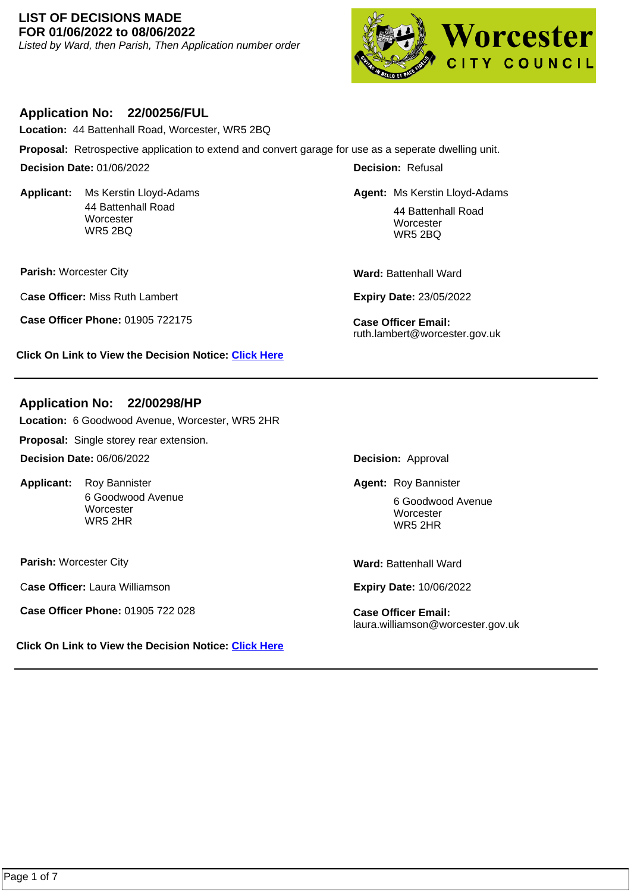# LIST OF DECISIONS MADE
# FOR 01/06/2022 to 08/06/2022

*Listed by Ward, then Parish, Then Application number order*

Worcester CITY COUNCIL

## Application No: 22/00256/FUL

**Location:** 44 Battenhall Road, Worcester, WR5 2BQ

**Proposal:** Retrospective application to extend and convert garage for use as a seperate dwelling unit.

**Decision Date:** 01/06/2022

**Decision:** Refusal

**Applicant:** Ms Kerstin Lloyd-Adams
44 Battenhall Road
Worcester
WR5 2BQ

**Agent:** Ms Kerstin Lloyd-Adams
44 Battenhall Road
Worcester
WR5 2BQ

**Parish:** Worcester City

**Ward:** Battenhall Ward

**Case Officer:** Miss Ruth Lambert

**Expiry Date:** 23/05/2022

**Case Officer Phone:** 01905 722175

**Case Officer Email:** ruth.lambert@worcester.gov.uk

**Click On Link to View the Decision Notice:** Click Here

---

## Application No: 22/00298/HP

**Location:** 6 Goodwood Avenue, Worcester, WR5 2HR

**Proposal:** Single storey rear extension.

**Decision Date:** 06/06/2022

**Decision:** Approval

**Applicant:** Roy Bannister
6 Goodwood Avenue
Worcester
WR5 2HR

**Agent:** Roy Bannister
6 Goodwood Avenue
Worcester
WR5 2HR

**Parish:** Worcester City

**Ward:** Battenhall Ward

**Case Officer:** Laura Williamson

**Expiry Date:** 10/06/2022

**Case Officer Phone:** 01905 722 028

**Case Officer Email:** laura.williamson@worcester.gov.uk

**Click On Link to View the Decision Notice:** Click Here

---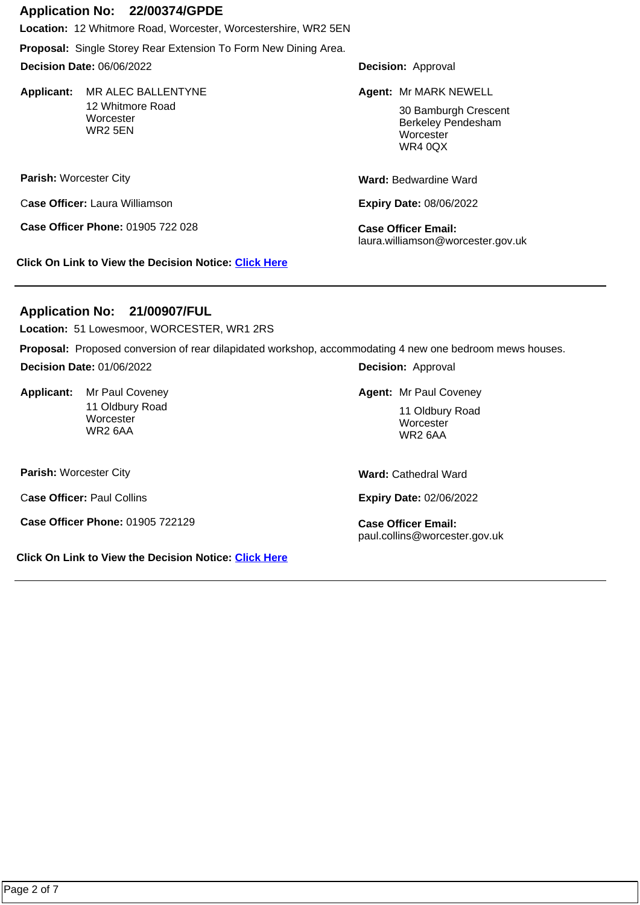## Application No: 22/00374/GPDE

**Location:** 12 Whitmore Road, Worcester, Worcestershire, WR2 5EN

**Proposal:** Single Storey Rear Extension To Form New Dining Area.

**Decision Date:** 06/06/2022

**Decision:** Approval

**Applicant:** MR ALEC BALLENTYNE
12 Whitmore Road
Worcester
WR2 5EN

**Agent:** Mr MARK NEWELL
30 Bamburgh Crescent
Berkeley Pendesham
Worcester
WR4 0QX

**Parish:** Worcester City

**Ward:** Bedwardine Ward

**Case Officer:** Laura Williamson

**Expiry Date:** 08/06/2022

**Case Officer Phone:** 01905 722 028

**Case Officer Email:** laura.williamson@worcester.gov.uk

**Click On Link to View the Decision Notice:** Click Here

---

## Application No: 21/00907/FUL

**Location:** 51 Lowesmoor, WORCESTER, WR1 2RS

**Proposal:** Proposed conversion of rear dilapidated workshop, accommodating 4 new one bedroom mews houses.

**Decision Date:** 01/06/2022

**Decision:** Approval

**Applicant:** Mr Paul Coveney
11 Oldbury Road
Worcester
WR2 6AA

**Agent:** Mr Paul Coveney
11 Oldbury Road
Worcester
WR2 6AA

**Parish:** Worcester City

**Ward:** Cathedral Ward

**Case Officer:** Paul Collins

**Expiry Date:** 02/06/2022

**Case Officer Phone:** 01905 722129

**Case Officer Email:** paul.collins@worcester.gov.uk

**Click On Link to View the Decision Notice:** Click Here

---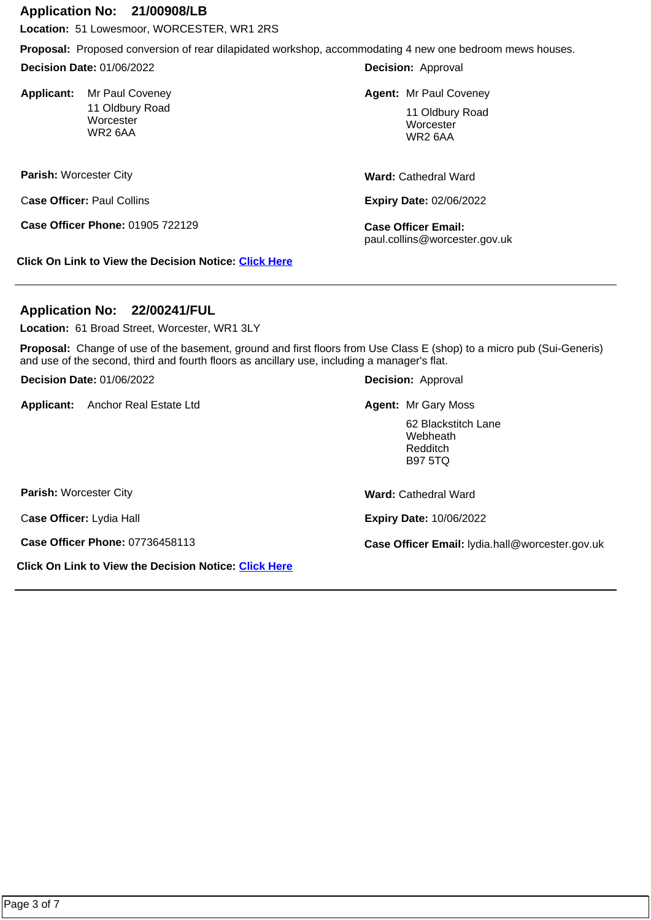## Application No: 21/00908/LB

**Location:** 51 Lowesmoor, WORCESTER, WR1 2RS

**Proposal:** Proposed conversion of rear dilapidated workshop, accommodating 4 new one bedroom mews houses.

**Decision Date:** 01/06/2022

**Decision:** Approval

**Applicant:** Mr Paul Coveney
11 Oldbury Road
Worcester
WR2 6AA

**Agent:** Mr Paul Coveney
11 Oldbury Road
Worcester
WR2 6AA

**Parish:** Worcester City

**Ward:** Cathedral Ward

**Case Officer:** Paul Collins

**Expiry Date:** 02/06/2022

**Case Officer Phone:** 01905 722129

**Case Officer Email:** paul.collins@worcester.gov.uk

**Click On Link to View the Decision Notice:** Click Here

---

## Application No: 22/00241/FUL

**Location:** 61 Broad Street, Worcester, WR1 3LY

**Proposal:** Change of use of the basement, ground and first floors from Use Class E (shop) to a micro pub (Sui-Generis) and use of the second, third and fourth floors as ancillary use, including a manager's flat.

**Decision Date:** 01/06/2022

**Decision:** Approval

**Applicant:** Anchor Real Estate Ltd

**Agent:** Mr Gary Moss
62 Blackstitch Lane
Webheath
Redditch
B97 5TQ

**Parish:** Worcester City

**Ward:** Cathedral Ward

**Case Officer:** Lydia Hall

**Expiry Date:** 10/06/2022

**Case Officer Phone:** 07736458113

**Case Officer Email:** lydia.hall@worcester.gov.uk

**Click On Link to View the Decision Notice:** Click Here

---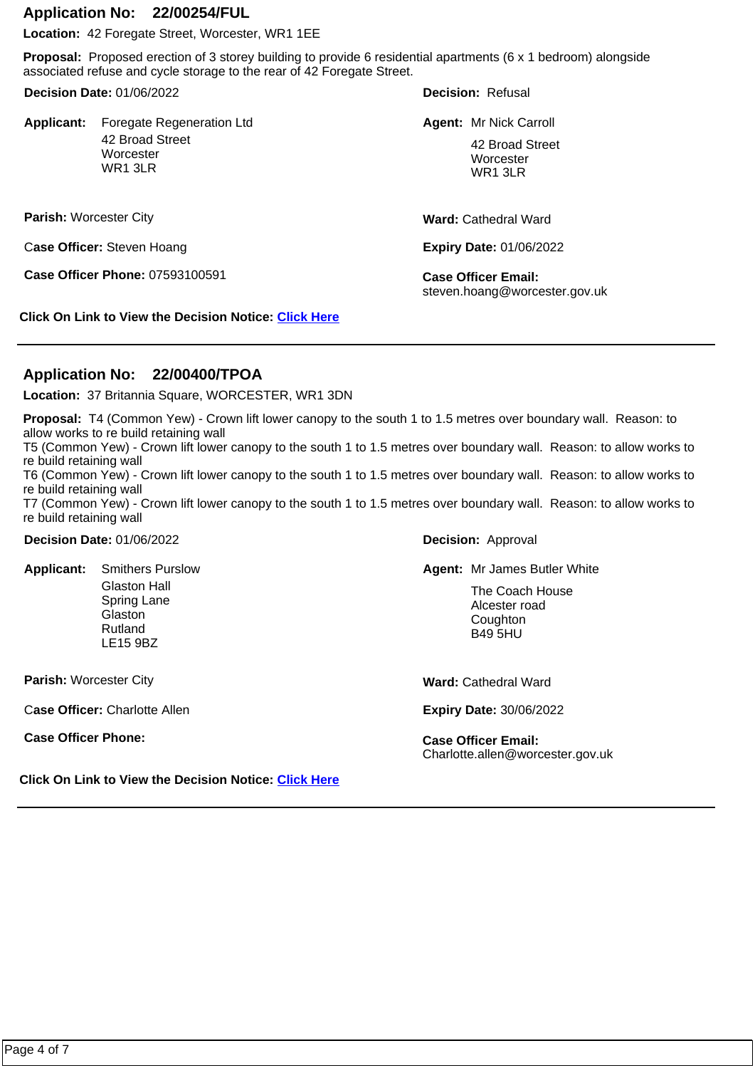## Application No: 22/00254/FUL

**Location:** 42 Foregate Street, Worcester, WR1 1EE

**Proposal:** Proposed erection of 3 storey building to provide 6 residential apartments (6 x 1 bedroom) alongside associated refuse and cycle storage to the rear of 42 Foregate Street.

**Decision Date:** 01/06/2022

**Decision:** Refusal

**Applicant:** Foregate Regeneration Ltd
42 Broad Street
Worcester
WR1 3LR

**Agent:** Mr Nick Carroll
42 Broad Street
Worcester
WR1 3LR

**Parish:** Worcester City

**Ward:** Cathedral Ward

**Case Officer:** Steven Hoang

**Expiry Date:** 01/06/2022

**Case Officer Phone:** 07593100591

**Case Officer Email:** steven.hoang@worcester.gov.uk

**Click On Link to View the Decision Notice:** Click Here

---

## Application No: 22/00400/TPOA

**Location:** 37 Britannia Square, WORCESTER, WR1 3DN

**Proposal:** T4 (Common Yew) - Crown lift lower canopy to the south 1 to 1.5 metres over boundary wall. Reason: to allow works to re build retaining wall
T5 (Common Yew) - Crown lift lower canopy to the south 1 to 1.5 metres over boundary wall. Reason: to allow works to re build retaining wall
T6 (Common Yew) - Crown lift lower canopy to the south 1 to 1.5 metres over boundary wall. Reason: to allow works to re build retaining wall
T7 (Common Yew) - Crown lift lower canopy to the south 1 to 1.5 metres over boundary wall. Reason: to allow works to re build retaining wall

**Decision Date:** 01/06/2022

**Decision:** Approval

**Applicant:** Smithers Purslow
Glaston Hall
Spring Lane
Glaston
Rutland
LE15 9BZ

**Agent:** Mr James Butler White
The Coach House
Alcester road
Coughton
B49 5HU

**Parish:** Worcester City

**Ward:** Cathedral Ward

**Case Officer:** Charlotte Allen

**Expiry Date:** 30/06/2022

**Case Officer Phone:**

**Case Officer Email:** Charlotte.allen@worcester.gov.uk

**Click On Link to View the Decision Notice:** Click Here

---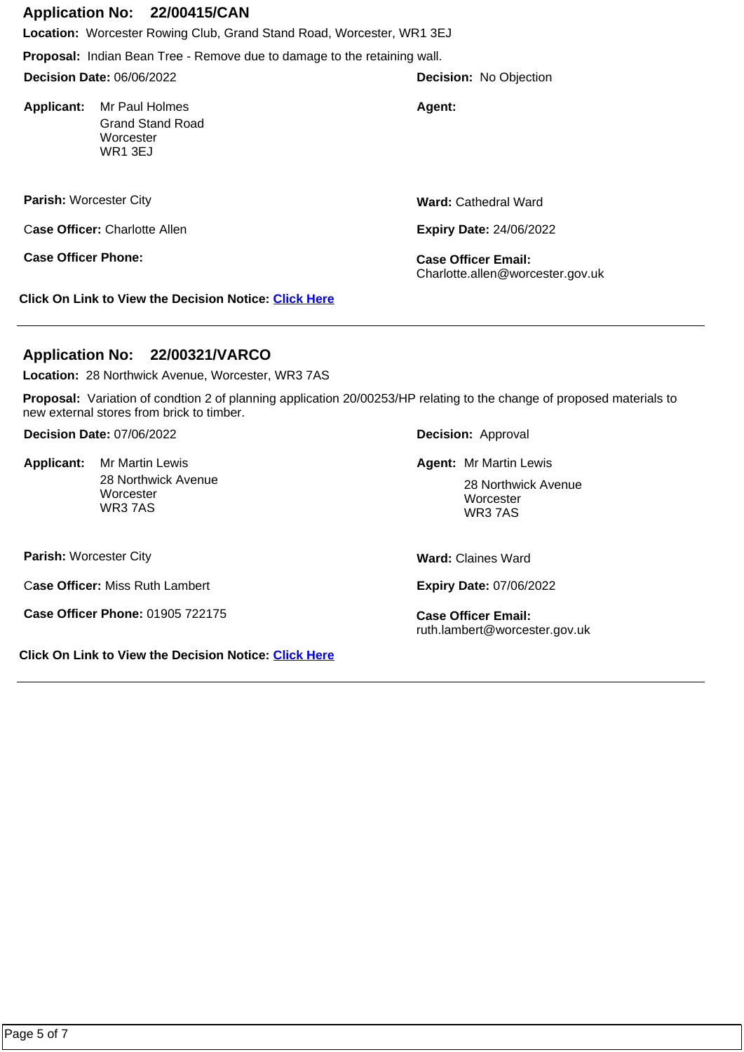## Application No: 22/00415/CAN

**Location:** Worcester Rowing Club, Grand Stand Road, Worcester, WR1 3EJ

**Proposal:** Indian Bean Tree - Remove due to damage to the retaining wall.

**Decision Date:** 06/06/2022

**Decision:** No Objection

**Applicant:** Mr Paul Holmes
Grand Stand Road
Worcester
WR1 3EJ

**Agent:**

**Parish:** Worcester City

**Ward:** Cathedral Ward

**Case Officer:** Charlotte Allen

**Expiry Date:** 24/06/2022

**Case Officer Phone:**

**Case Officer Email:** Charlotte.allen@worcester.gov.uk

**Click On Link to View the Decision Notice:** Click Here

---

## Application No: 22/00321/VARCO

**Location:** 28 Northwick Avenue, Worcester, WR3 7AS

**Proposal:** Variation of condtion 2 of planning application 20/00253/HP relating to the change of proposed materials to new external stores from brick to timber.

**Decision Date:** 07/06/2022

**Decision:** Approval

**Applicant:** Mr Martin Lewis
28 Northwick Avenue
Worcester
WR3 7AS

**Agent:** Mr Martin Lewis
28 Northwick Avenue
Worcester
WR3 7AS

**Parish:** Worcester City

**Ward:** Claines Ward

**Case Officer:** Miss Ruth Lambert

**Expiry Date:** 07/06/2022

**Case Officer Phone:** 01905 722175

**Case Officer Email:** ruth.lambert@worcester.gov.uk

**Click On Link to View the Decision Notice:** Click Here

---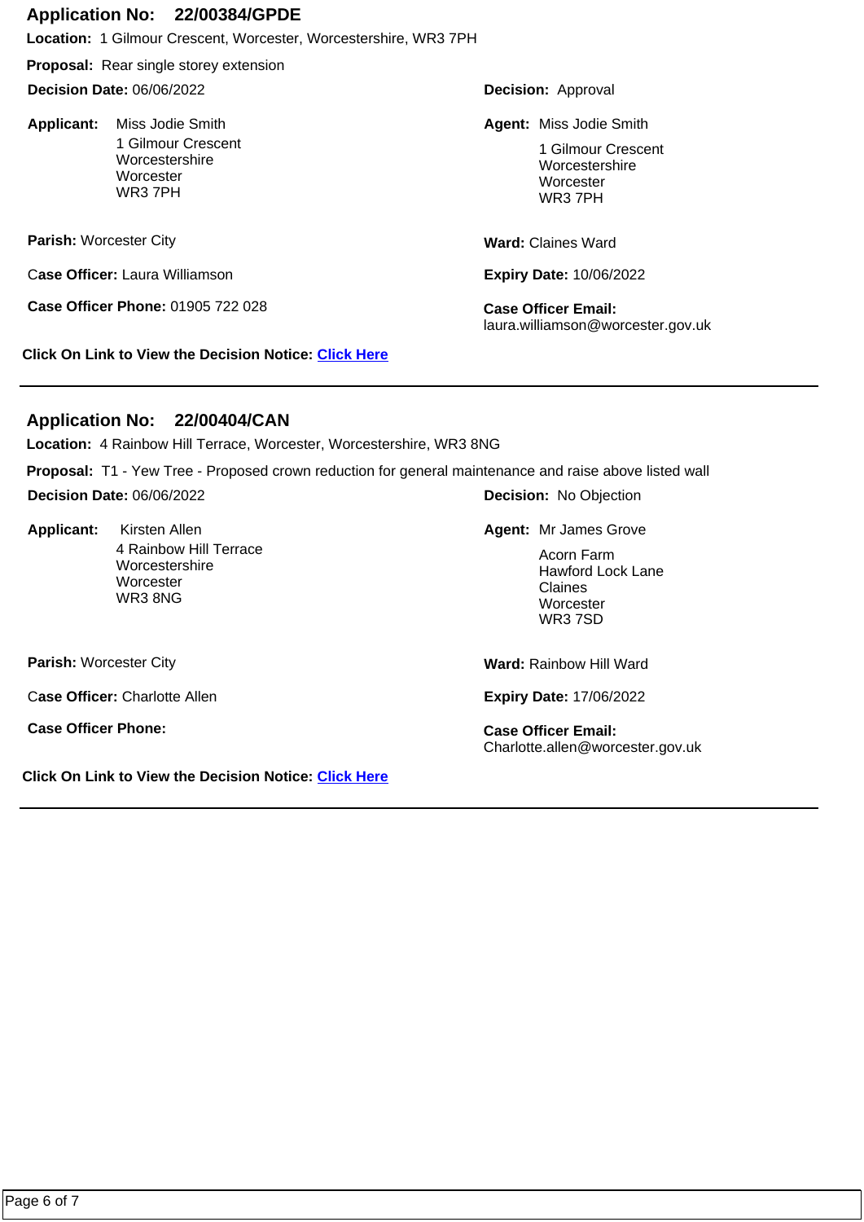## Application No: 22/00384/GPDE

**Location:** 1 Gilmour Crescent, Worcester, Worcestershire, WR3 7PH

**Proposal:** Rear single storey extension

**Decision Date:** 06/06/2022

**Decision:** Approval

**Applicant:** Miss Jodie Smith
1 Gilmour Crescent
Worcestershire
Worcester
WR3 7PH

**Agent:** Miss Jodie Smith
1 Gilmour Crescent
Worcestershire
Worcester
WR3 7PH

**Parish:** Worcester City

**Ward:** Claines Ward

**Case Officer:** Laura Williamson

**Expiry Date:** 10/06/2022

**Case Officer Phone:** 01905 722 028

**Case Officer Email:** laura.williamson@worcester.gov.uk

**Click On Link to View the Decision Notice:** Click Here

---

## Application No: 22/00404/CAN

**Location:** 4 Rainbow Hill Terrace, Worcester, Worcestershire, WR3 8NG

**Proposal:** T1 - Yew Tree - Proposed crown reduction for general maintenance and raise above listed wall

**Decision Date:** 06/06/2022

**Decision:** No Objection

**Applicant:** Kirsten Allen
4 Rainbow Hill Terrace
Worcestershire
Worcester
WR3 8NG

**Agent:** Mr James Grove
Acorn Farm
Hawford Lock Lane
Claines
Worcester
WR3 7SD

**Parish:** Worcester City

**Ward:** Rainbow Hill Ward

**Case Officer:** Charlotte Allen

**Expiry Date:** 17/06/2022

**Case Officer Phone:**

**Case Officer Email:** Charlotte.allen@worcester.gov.uk

**Click On Link to View the Decision Notice:** Click Here

---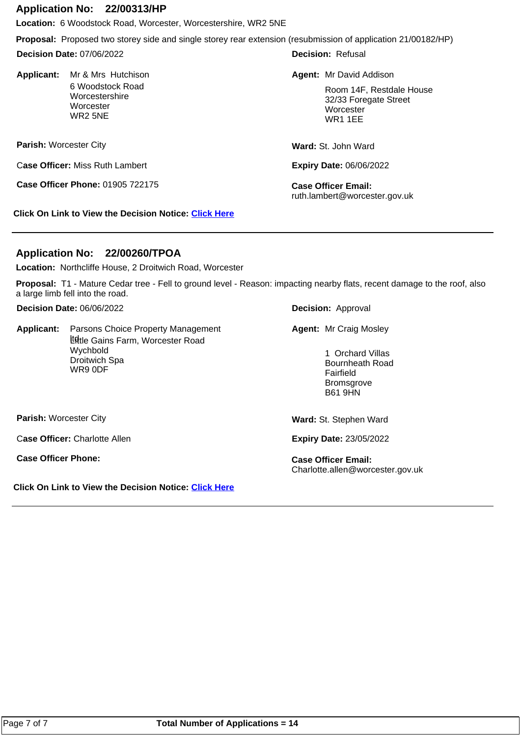## Application No: 22/00313/HP

**Location:** 6 Woodstock Road, Worcester, Worcestershire, WR2 5NE

**Proposal:** Proposed two storey side and single storey rear extension (resubmission of application 21/00182/HP)

**Decision Date:** 07/06/2022

**Decision:** Refusal

**Applicant:** Mr & Mrs Hutchison
6 Woodstock Road
Worcestershire
Worcester
WR2 5NE

**Agent:** Mr David Addison
Room 14F, Restdale House
32/33 Foregate Street
Worcester
WR1 1EE

**Parish:** Worcester City

**Ward:** St. John Ward

**Case Officer:** Miss Ruth Lambert

**Expiry Date:** 06/06/2022

**Case Officer Phone:** 01905 722175

**Case Officer Email:** ruth.lambert@worcester.gov.uk

**Click On Link to View the Decision Notice:** Click Here

---

## Application No: 22/00260/TPOA

**Location:** Northcliffe House, 2 Droitwich Road, Worcester

**Proposal:** T1 - Mature Cedar tree - Fell to ground level - Reason: impacting nearby flats, recent damage to the roof, also a large limb fell into the road.

**Decision Date:** 06/06/2022

**Decision:** Approval

**Applicant:** Parsons Choice Property Management ltd
Little Gains Farm, Worcester Road
Wychbold
Droitwich Spa
WR9 0DF

**Agent:** Mr Craig Mosley
1 Orchard Villas
Bournheath Road
Fairfield
Bromsgrove
B61 9HN

**Parish:** Worcester City

**Ward:** St. Stephen Ward

**Case Officer:** Charlotte Allen

**Expiry Date:** 23/05/2022

**Case Officer Phone:**

**Case Officer Email:** Charlotte.allen@worcester.gov.uk

**Click On Link to View the Decision Notice:** Click Here

---

**Total Number of Applications = 14**